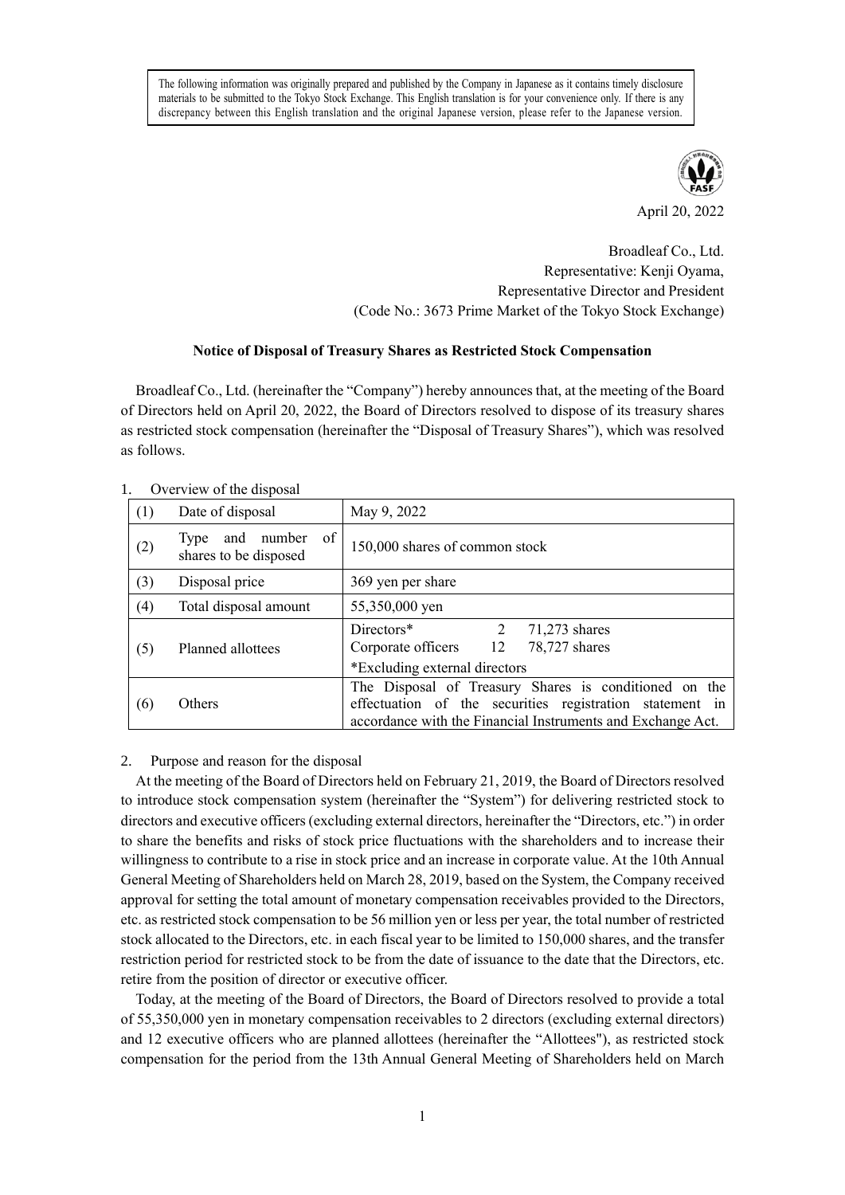The following information was originally prepared and published by the Company in Japanese as it contains timely disclosure materials to be submitted to the Tokyo Stock Exchange. This English translation is for your convenience only. If there is any discrepancy between this English translation and the original Japanese version, please refer to the Japanese version.

April 20, 2022

Broadleaf Co., Ltd.
Representative: Kenji Oyama,
Representative Director and President
(Code No.: 3673 Prime Market of the Tokyo Stock Exchange)

**Notice of Disposal of Treasury Shares as Restricted Stock Compensation**

Broadleaf Co., Ltd. (hereinafter the "Company") hereby announces that, at the meeting of the Board of Directors held on April 20, 2022, the Board of Directors resolved to dispose of its treasury shares as restricted stock compensation (hereinafter the "Disposal of Treasury Shares"), which was resolved as follows.

1. Overview of the disposal

| | | |
|---|---|---|
| (1) | Date of disposal | May 9, 2022 |
| (2) | Type and number of shares to be disposed | 150,000 shares of common stock |
| (3) | Disposal price | 369 yen per share |
| (4) | Total disposal amount | 55,350,000 yen |
| (5) | Planned allottees | Directors* 2 71,273 shares<br>Corporate officers 12 78,727 shares<br>*Excluding external directors |
| (6) | Others | The Disposal of Treasury Shares is conditioned on the effectuation of the securities registration statement in accordance with the Financial Instruments and Exchange Act. |

2. Purpose and reason for the disposal

At the meeting of the Board of Directors held on February 21, 2019, the Board of Directors resolved to introduce stock compensation system (hereinafter the "System") for delivering restricted stock to directors and executive officers (excluding external directors, hereinafter the "Directors, etc.") in order to share the benefits and risks of stock price fluctuations with the shareholders and to increase their willingness to contribute to a rise in stock price and an increase in corporate value. At the 10th Annual General Meeting of Shareholders held on March 28, 2019, based on the System, the Company received approval for setting the total amount of monetary compensation receivables provided to the Directors, etc. as restricted stock compensation to be 56 million yen or less per year, the total number of restricted stock allocated to the Directors, etc. in each fiscal year to be limited to 150,000 shares, and the transfer restriction period for restricted stock to be from the date of issuance to the date that the Directors, etc. retire from the position of director or executive officer.

Today, at the meeting of the Board of Directors, the Board of Directors resolved to provide a total of 55,350,000 yen in monetary compensation receivables to 2 directors (excluding external directors) and 12 executive officers who are planned allottees (hereinafter the "Allottees"), as restricted stock compensation for the period from the 13th Annual General Meeting of Shareholders held on March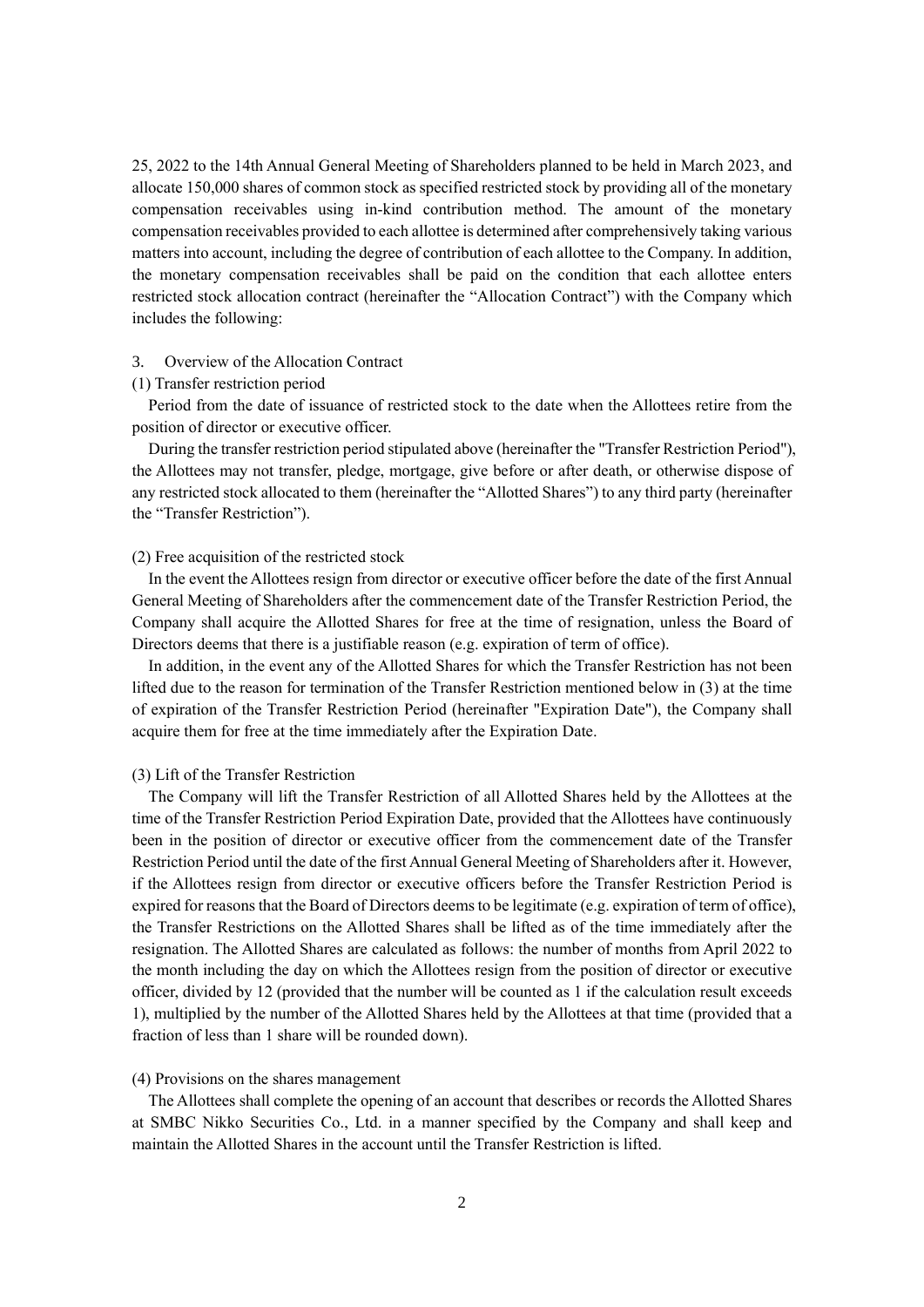25, 2022 to the 14th Annual General Meeting of Shareholders planned to be held in March 2023, and allocate 150,000 shares of common stock as specified restricted stock by providing all of the monetary compensation receivables using in-kind contribution method. The amount of the monetary compensation receivables provided to each allottee is determined after comprehensively taking various matters into account, including the degree of contribution of each allottee to the Company. In addition, the monetary compensation receivables shall be paid on the condition that each allottee enters restricted stock allocation contract (hereinafter the "Allocation Contract") with the Company which includes the following:

3. Overview of the Allocation Contract

(1) Transfer restriction period

Period from the date of issuance of restricted stock to the date when the Allottees retire from the position of director or executive officer.

During the transfer restriction period stipulated above (hereinafter the "Transfer Restriction Period"), the Allottees may not transfer, pledge, mortgage, give before or after death, or otherwise dispose of any restricted stock allocated to them (hereinafter the "Allotted Shares") to any third party (hereinafter the "Transfer Restriction").

(2) Free acquisition of the restricted stock

In the event the Allottees resign from director or executive officer before the date of the first Annual General Meeting of Shareholders after the commencement date of the Transfer Restriction Period, the Company shall acquire the Allotted Shares for free at the time of resignation, unless the Board of Directors deems that there is a justifiable reason (e.g. expiration of term of office).

In addition, in the event any of the Allotted Shares for which the Transfer Restriction has not been lifted due to the reason for termination of the Transfer Restriction mentioned below in (3) at the time of expiration of the Transfer Restriction Period (hereinafter "Expiration Date"), the Company shall acquire them for free at the time immediately after the Expiration Date.

(3) Lift of the Transfer Restriction

The Company will lift the Transfer Restriction of all Allotted Shares held by the Allottees at the time of the Transfer Restriction Period Expiration Date, provided that the Allottees have continuously been in the position of director or executive officer from the commencement date of the Transfer Restriction Period until the date of the first Annual General Meeting of Shareholders after it. However, if the Allottees resign from director or executive officers before the Transfer Restriction Period is expired for reasons that the Board of Directors deems to be legitimate (e.g. expiration of term of office), the Transfer Restrictions on the Allotted Shares shall be lifted as of the time immediately after the resignation. The Allotted Shares are calculated as follows: the number of months from April 2022 to the month including the day on which the Allottees resign from the position of director or executive officer, divided by 12 (provided that the number will be counted as 1 if the calculation result exceeds 1), multiplied by the number of the Allotted Shares held by the Allottees at that time (provided that a fraction of less than 1 share will be rounded down).

(4) Provisions on the shares management

The Allottees shall complete the opening of an account that describes or records the Allotted Shares at SMBC Nikko Securities Co., Ltd. in a manner specified by the Company and shall keep and maintain the Allotted Shares in the account until the Transfer Restriction is lifted.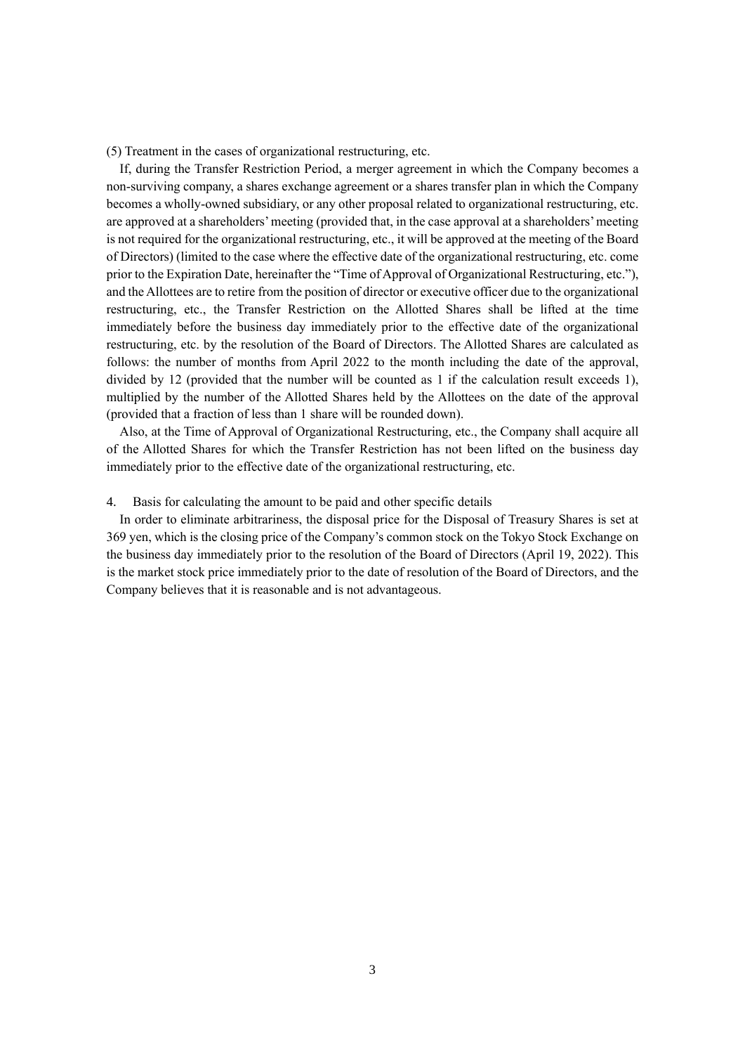(5) Treatment in the cases of organizational restructuring, etc.

If, during the Transfer Restriction Period, a merger agreement in which the Company becomes a non-surviving company, a shares exchange agreement or a shares transfer plan in which the Company becomes a wholly-owned subsidiary, or any other proposal related to organizational restructuring, etc. are approved at a shareholders' meeting (provided that, in the case approval at a shareholders' meeting is not required for the organizational restructuring, etc., it will be approved at the meeting of the Board of Directors) (limited to the case where the effective date of the organizational restructuring, etc. come prior to the Expiration Date, hereinafter the "Time of Approval of Organizational Restructuring, etc."), and the Allottees are to retire from the position of director or executive officer due to the organizational restructuring, etc., the Transfer Restriction on the Allotted Shares shall be lifted at the time immediately before the business day immediately prior to the effective date of the organizational restructuring, etc. by the resolution of the Board of Directors. The Allotted Shares are calculated as follows: the number of months from April 2022 to the month including the date of the approval, divided by 12 (provided that the number will be counted as 1 if the calculation result exceeds 1), multiplied by the number of the Allotted Shares held by the Allottees on the date of the approval (provided that a fraction of less than 1 share will be rounded down).

Also, at the Time of Approval of Organizational Restructuring, etc., the Company shall acquire all of the Allotted Shares for which the Transfer Restriction has not been lifted on the business day immediately prior to the effective date of the organizational restructuring, etc.

4. Basis for calculating the amount to be paid and other specific details

In order to eliminate arbitrariness, the disposal price for the Disposal of Treasury Shares is set at 369 yen, which is the closing price of the Company's common stock on the Tokyo Stock Exchange on the business day immediately prior to the resolution of the Board of Directors (April 19, 2022). This is the market stock price immediately prior to the date of resolution of the Board of Directors, and the Company believes that it is reasonable and is not advantageous.